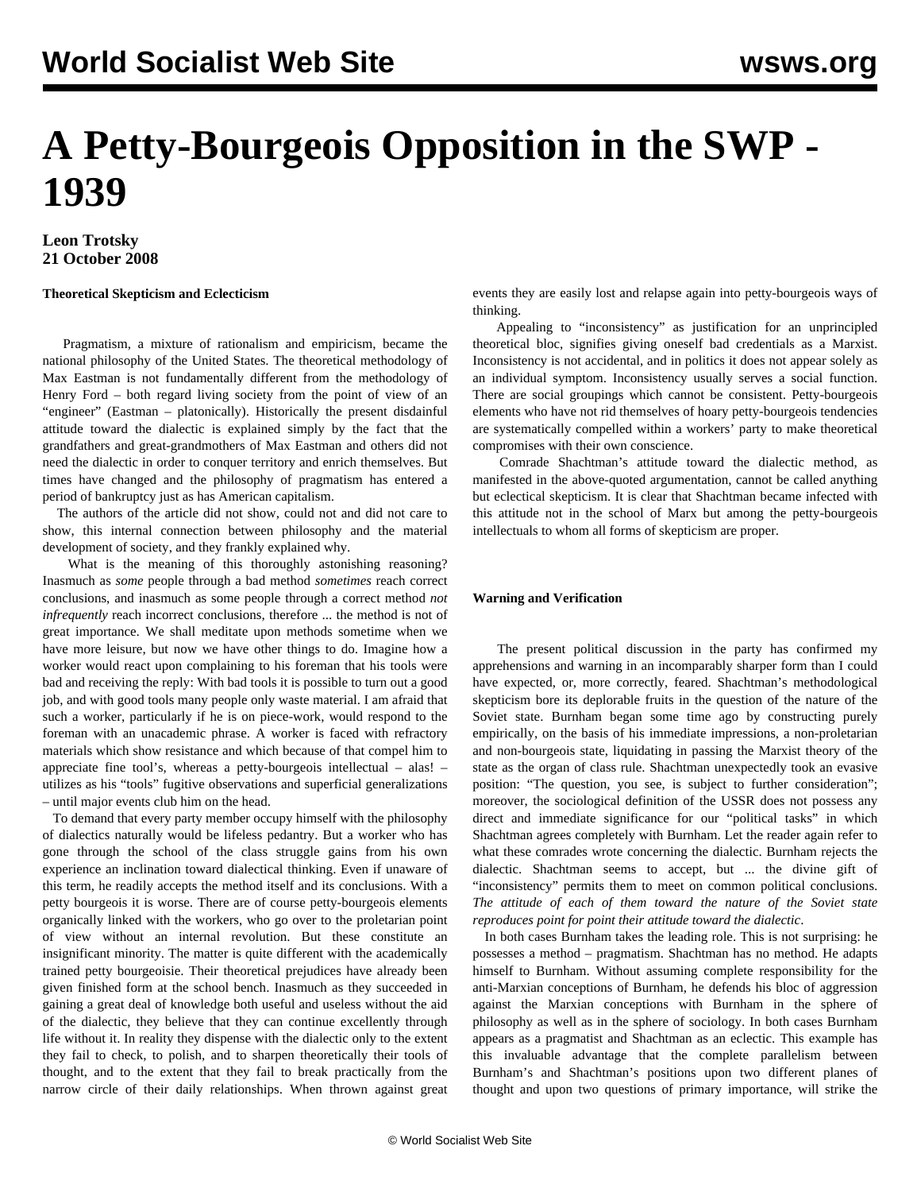# A Petty-Bourgeois Opposition in the SWP - 1939

**Leon Trotsky**
**21 October 2008**

**Theoretical Skepticism and Eclecticism**

Pragmatism, a mixture of rationalism and empiricism, became the national philosophy of the United States. The theoretical methodology of Max Eastman is not fundamentally different from the methodology of Henry Ford – both regard living society from the point of view of an "engineer" (Eastman – platonically). Historically the present disdainful attitude toward the dialectic is explained simply by the fact that the grandfathers and great-grandmothers of Max Eastman and others did not need the dialectic in order to conquer territory and enrich themselves. But times have changed and the philosophy of pragmatism has entered a period of bankruptcy just as has American capitalism.

The authors of the article did not show, could not and did not care to show, this internal connection between philosophy and the material development of society, and they frankly explained why.

What is the meaning of this thoroughly astonishing reasoning? Inasmuch as *some* people through a bad method *sometimes* reach correct conclusions, and inasmuch as some people through a correct method *not infrequently* reach incorrect conclusions, therefore ... the method is not of great importance. We shall meditate upon methods sometime when we have more leisure, but now we have other things to do. Imagine how a worker would react upon complaining to his foreman that his tools were bad and receiving the reply: With bad tools it is possible to turn out a good job, and with good tools many people only waste material. I am afraid that such a worker, particularly if he is on piece-work, would respond to the foreman with an unacademic phrase. A worker is faced with refractory materials which show resistance and which because of that compel him to appreciate fine tool's, whereas a petty-bourgeois intellectual – alas! – utilizes as his "tools" fugitive observations and superficial generalizations – until major events club him on the head.

To demand that every party member occupy himself with the philosophy of dialectics naturally would be lifeless pedantry. But a worker who has gone through the school of the class struggle gains from his own experience an inclination toward dialectical thinking. Even if unaware of this term, he readily accepts the method itself and its conclusions. With a petty bourgeois it is worse. There are of course petty-bourgeois elements organically linked with the workers, who go over to the proletarian point of view without an internal revolution. But these constitute an insignificant minority. The matter is quite different with the academically trained petty bourgeoisie. Their theoretical prejudices have already been given finished form at the school bench. Inasmuch as they succeeded in gaining a great deal of knowledge both useful and useless without the aid of the dialectic, they believe that they can continue excellently through life without it. In reality they dispense with the dialectic only to the extent they fail to check, to polish, and to sharpen theoretically their tools of thought, and to the extent that they fail to break practically from the narrow circle of their daily relationships. When thrown against great events they are easily lost and relapse again into petty-bourgeois ways of thinking.

Appealing to "inconsistency" as justification for an unprincipled theoretical bloc, signifies giving oneself bad credentials as a Marxist. Inconsistency is not accidental, and in politics it does not appear solely as an individual symptom. Inconsistency usually serves a social function. There are social groupings which cannot be consistent. Petty-bourgeois elements who have not rid themselves of hoary petty-bourgeois tendencies are systematically compelled within a workers' party to make theoretical compromises with their own conscience.

Comrade Shachtman's attitude toward the dialectic method, as manifested in the above-quoted argumentation, cannot be called anything but eclectical skepticism. It is clear that Shachtman became infected with this attitude not in the school of Marx but among the petty-bourgeois intellectuals to whom all forms of skepticism are proper.

**Warning and Verification**

The present political discussion in the party has confirmed my apprehensions and warning in an incomparably sharper form than I could have expected, or, more correctly, feared. Shachtman's methodological skepticism bore its deplorable fruits in the question of the nature of the Soviet state. Burnham began some time ago by constructing purely empirically, on the basis of his immediate impressions, a non-proletarian and non-bourgeois state, liquidating in passing the Marxist theory of the state as the organ of class rule. Shachtman unexpectedly took an evasive position: "The question, you see, is subject to further consideration"; moreover, the sociological definition of the USSR does not possess any direct and immediate significance for our "political tasks" in which Shachtman agrees completely with Burnham. Let the reader again refer to what these comrades wrote concerning the dialectic. Burnham rejects the dialectic. Shachtman seems to accept, but ... the divine gift of "inconsistency" permits them to meet on common political conclusions. *The attitude of each of them toward the nature of the Soviet state reproduces point for point their attitude toward the dialectic*.

In both cases Burnham takes the leading role. This is not surprising: he possesses a method – pragmatism. Shachtman has no method. He adapts himself to Burnham. Without assuming complete responsibility for the anti-Marxian conceptions of Burnham, he defends his bloc of aggression against the Marxian conceptions with Burnham in the sphere of philosophy as well as in the sphere of sociology. In both cases Burnham appears as a pragmatist and Shachtman as an eclectic. This example has this invaluable advantage that the complete parallelism between Burnham's and Shachtman's positions upon two different planes of thought and upon two questions of primary importance, will strike the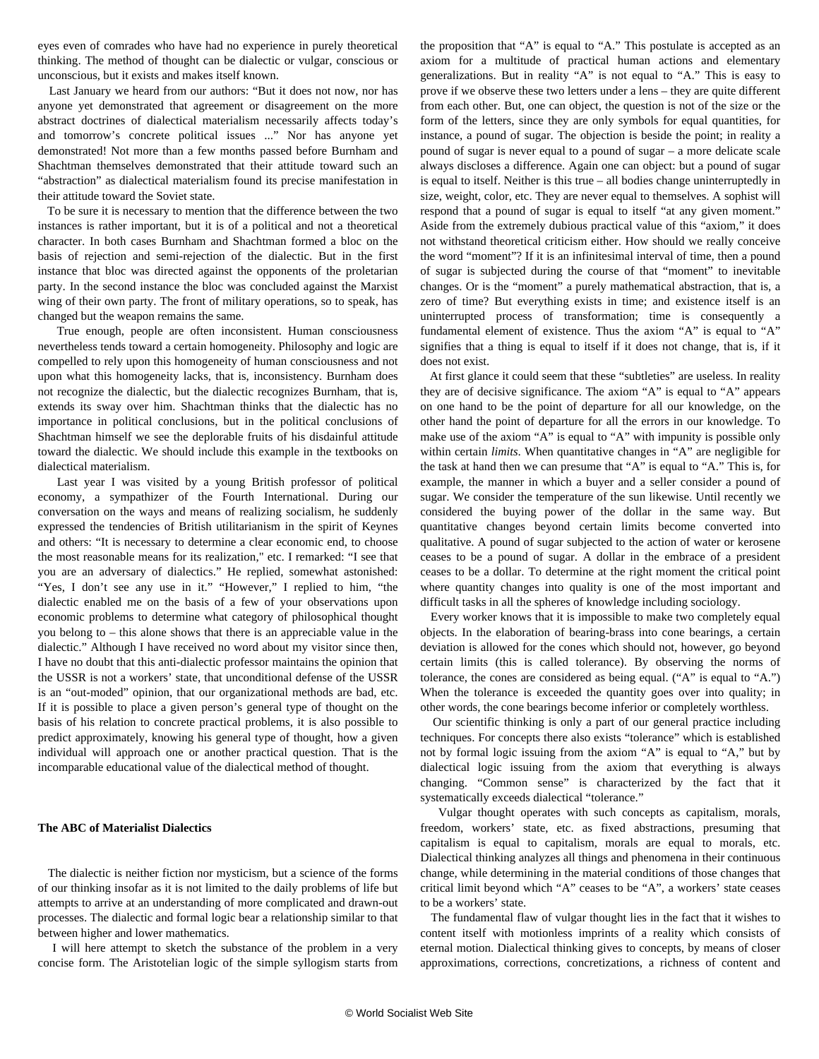eyes even of comrades who have had no experience in purely theoretical thinking. The method of thought can be dialectic or vulgar, conscious or unconscious, but it exists and makes itself known.

Last January we heard from our authors: "But it does not now, nor has anyone yet demonstrated that agreement or disagreement on the more abstract doctrines of dialectical materialism necessarily affects today's and tomorrow's concrete political issues ..." Nor has anyone yet demonstrated! Not more than a few months passed before Burnham and Shachtman themselves demonstrated that their attitude toward such an "abstraction" as dialectical materialism found its precise manifestation in their attitude toward the Soviet state.

To be sure it is necessary to mention that the difference between the two instances is rather important, but it is of a political and not a theoretical character. In both cases Burnham and Shachtman formed a bloc on the basis of rejection and semi-rejection of the dialectic. But in the first instance that bloc was directed against the opponents of the proletarian party. In the second instance the bloc was concluded against the Marxist wing of their own party. The front of military operations, so to speak, has changed but the weapon remains the same.

True enough, people are often inconsistent. Human consciousness nevertheless tends toward a certain homogeneity. Philosophy and logic are compelled to rely upon this homogeneity of human consciousness and not upon what this homogeneity lacks, that is, inconsistency. Burnham does not recognize the dialectic, but the dialectic recognizes Burnham, that is, extends its sway over him. Shachtman thinks that the dialectic has no importance in political conclusions, but in the political conclusions of Shachtman himself we see the deplorable fruits of his disdainful attitude toward the dialectic. We should include this example in the textbooks on dialectical materialism.

Last year I was visited by a young British professor of political economy, a sympathizer of the Fourth International. During our conversation on the ways and means of realizing socialism, he suddenly expressed the tendencies of British utilitarianism in the spirit of Keynes and others: "It is necessary to determine a clear economic end, to choose the most reasonable means for its realization," etc. I remarked: "I see that you are an adversary of dialectics." He replied, somewhat astonished: "Yes, I don't see any use in it." "However," I replied to him, "the dialectic enabled me on the basis of a few of your observations upon economic problems to determine what category of philosophical thought you belong to – this alone shows that there is an appreciable value in the dialectic." Although I have received no word about my visitor since then, I have no doubt that this anti-dialectic professor maintains the opinion that the USSR is not a workers' state, that unconditional defense of the USSR is an "out-moded" opinion, that our organizational methods are bad, etc. If it is possible to place a given person's general type of thought on the basis of his relation to concrete practical problems, it is also possible to predict approximately, knowing his general type of thought, how a given individual will approach one or another practical question. That is the incomparable educational value of the dialectical method of thought.

**The ABC of Materialist Dialectics**

The dialectic is neither fiction nor mysticism, but a science of the forms of our thinking insofar as it is not limited to the daily problems of life but attempts to arrive at an understanding of more complicated and drawn-out processes. The dialectic and formal logic bear a relationship similar to that between higher and lower mathematics.

I will here attempt to sketch the substance of the problem in a very concise form. The Aristotelian logic of the simple syllogism starts from the proposition that "A" is equal to "A." This postulate is accepted as an axiom for a multitude of practical human actions and elementary generalizations. But in reality "A" is not equal to "A." This is easy to prove if we observe these two letters under a lens – they are quite different from each other. But, one can object, the question is not of the size or the form of the letters, since they are only symbols for equal quantities, for instance, a pound of sugar. The objection is beside the point; in reality a pound of sugar is never equal to a pound of sugar – a more delicate scale always discloses a difference. Again one can object: but a pound of sugar is equal to itself. Neither is this true – all bodies change uninterruptedly in size, weight, color, etc. They are never equal to themselves. A sophist will respond that a pound of sugar is equal to itself "at any given moment." Aside from the extremely dubious practical value of this "axiom," it does not withstand theoretical criticism either. How should we really conceive the word "moment"? If it is an infinitesimal interval of time, then a pound of sugar is subjected during the course of that "moment" to inevitable changes. Or is the "moment" a purely mathematical abstraction, that is, a zero of time? But everything exists in time; and existence itself is an uninterrupted process of transformation; time is consequently a fundamental element of existence. Thus the axiom "A" is equal to "A" signifies that a thing is equal to itself if it does not change, that is, if it does not exist.

At first glance it could seem that these "subtleties" are useless. In reality they are of decisive significance. The axiom "A" is equal to "A" appears on one hand to be the point of departure for all our knowledge, on the other hand the point of departure for all the errors in our knowledge. To make use of the axiom "A" is equal to "A" with impunity is possible only within certain *limits*. When quantitative changes in "A" are negligible for the task at hand then we can presume that "A" is equal to "A." This is, for example, the manner in which a buyer and a seller consider a pound of sugar. We consider the temperature of the sun likewise. Until recently we considered the buying power of the dollar in the same way. But quantitative changes beyond certain limits become converted into qualitative. A pound of sugar subjected to the action of water or kerosene ceases to be a pound of sugar. A dollar in the embrace of a president ceases to be a dollar. To determine at the right moment the critical point where quantity changes into quality is one of the most important and difficult tasks in all the spheres of knowledge including sociology.

Every worker knows that it is impossible to make two completely equal objects. In the elaboration of bearing-brass into cone bearings, a certain deviation is allowed for the cones which should not, however, go beyond certain limits (this is called tolerance). By observing the norms of tolerance, the cones are considered as being equal. ("A" is equal to "A.") When the tolerance is exceeded the quantity goes over into quality; in other words, the cone bearings become inferior or completely worthless.

Our scientific thinking is only a part of our general practice including techniques. For concepts there also exists "tolerance" which is established not by formal logic issuing from the axiom "A" is equal to "A," but by dialectical logic issuing from the axiom that everything is always changing. "Common sense" is characterized by the fact that it systematically exceeds dialectical "tolerance."

Vulgar thought operates with such concepts as capitalism, morals, freedom, workers' state, etc. as fixed abstractions, presuming that capitalism is equal to capitalism, morals are equal to morals, etc. Dialectical thinking analyzes all things and phenomena in their continuous change, while determining in the material conditions of those changes that critical limit beyond which "A" ceases to be "A", a workers' state ceases to be a workers' state.

The fundamental flaw of vulgar thought lies in the fact that it wishes to content itself with motionless imprints of a reality which consists of eternal motion. Dialectical thinking gives to concepts, by means of closer approximations, corrections, concretizations, a richness of content and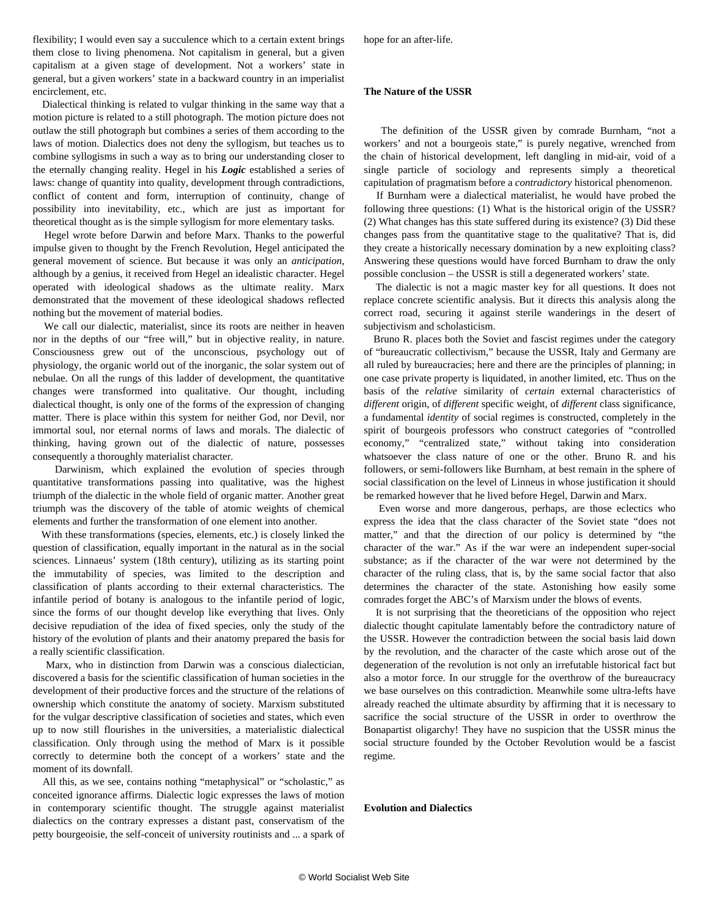flexibility; I would even say a succulence which to a certain extent brings them close to living phenomena. Not capitalism in general, but a given capitalism at a given stage of development. Not a workers' state in general, but a given workers' state in a backward country in an imperialist encirclement, etc.

Dialectical thinking is related to vulgar thinking in the same way that a motion picture is related to a still photograph. The motion picture does not outlaw the still photograph but combines a series of them according to the laws of motion. Dialectics does not deny the syllogism, but teaches us to combine syllogisms in such a way as to bring our understanding closer to the eternally changing reality. Hegel in his ***Logic*** established a series of laws: change of quantity into quality, development through contradictions, conflict of content and form, interruption of continuity, change of possibility into inevitability, etc., which are just as important for theoretical thought as is the simple syllogism for more elementary tasks.

Hegel wrote before Darwin and before Marx. Thanks to the powerful impulse given to thought by the French Revolution, Hegel anticipated the general movement of science. But because it was only an *anticipation*, although by a genius, it received from Hegel an idealistic character. Hegel operated with ideological shadows as the ultimate reality. Marx demonstrated that the movement of these ideological shadows reflected nothing but the movement of material bodies.

We call our dialectic, materialist, since its roots are neither in heaven nor in the depths of our "free will," but in objective reality, in nature. Consciousness grew out of the unconscious, psychology out of physiology, the organic world out of the inorganic, the solar system out of nebulae. On all the rungs of this ladder of development, the quantitative changes were transformed into qualitative. Our thought, including dialectical thought, is only one of the forms of the expression of changing matter. There is place within this system for neither God, nor Devil, nor immortal soul, nor eternal norms of laws and morals. The dialectic of thinking, having grown out of the dialectic of nature, possesses consequently a thoroughly materialist character.

Darwinism, which explained the evolution of species through quantitative transformations passing into qualitative, was the highest triumph of the dialectic in the whole field of organic matter. Another great triumph was the discovery of the table of atomic weights of chemical elements and further the transformation of one element into another.

With these transformations (species, elements, etc.) is closely linked the question of classification, equally important in the natural as in the social sciences. Linnaeus' system (18th century), utilizing as its starting point the immutability of species, was limited to the description and classification of plants according to their external characteristics. The infantile period of botany is analogous to the infantile period of logic, since the forms of our thought develop like everything that lives. Only decisive repudiation of the idea of fixed species, only the study of the history of the evolution of plants and their anatomy prepared the basis for a really scientific classification.

Marx, who in distinction from Darwin was a conscious dialectician, discovered a basis for the scientific classification of human societies in the development of their productive forces and the structure of the relations of ownership which constitute the anatomy of society. Marxism substituted for the vulgar descriptive classification of societies and states, which even up to now still flourishes in the universities, a materialistic dialectical classification. Only through using the method of Marx is it possible correctly to determine both the concept of a workers' state and the moment of its downfall.

All this, as we see, contains nothing "metaphysical" or "scholastic," as conceited ignorance affirms. Dialectic logic expresses the laws of motion in contemporary scientific thought. The struggle against materialist dialectics on the contrary expresses a distant past, conservatism of the petty bourgeoisie, the self-conceit of university routinists and ... a spark of hope for an after-life.

### The Nature of the USSR

The definition of the USSR given by comrade Burnham, "not a workers' and not a bourgeois state," is purely negative, wrenched from the chain of historical development, left dangling in mid-air, void of a single particle of sociology and represents simply a theoretical capitulation of pragmatism before a *contradictory* historical phenomenon.

If Burnham were a dialectical materialist, he would have probed the following three questions: (1) What is the historical origin of the USSR? (2) What changes has this state suffered during its existence? (3) Did these changes pass from the quantitative stage to the qualitative? That is, did they create a historically necessary domination by a new exploiting class? Answering these questions would have forced Burnham to draw the only possible conclusion – the USSR is still a degenerated workers' state.

The dialectic is not a magic master key for all questions. It does not replace concrete scientific analysis. But it directs this analysis along the correct road, securing it against sterile wanderings in the desert of subjectivism and scholasticism.

Bruno R. places both the Soviet and fascist regimes under the category of "bureaucratic collectivism," because the USSR, Italy and Germany are all ruled by bureaucracies; here and there are the principles of planning; in one case private property is liquidated, in another limited, etc. Thus on the basis of the *relative* similarity of *certain* external characteristics of *different* origin, of *different* specific weight, of *different* class significance, a fundamental *identity* of social regimes is constructed, completely in the spirit of bourgeois professors who construct categories of "controlled economy," "centralized state," without taking into consideration whatsoever the class nature of one or the other. Bruno R. and his followers, or semi-followers like Burnham, at best remain in the sphere of social classification on the level of Linneus in whose justification it should be remarked however that he lived before Hegel, Darwin and Marx.

Even worse and more dangerous, perhaps, are those eclectics who express the idea that the class character of the Soviet state "does not matter," and that the direction of our policy is determined by "the character of the war." As if the war were an independent super-social substance; as if the character of the war were not determined by the character of the ruling class, that is, by the same social factor that also determines the character of the state. Astonishing how easily some comrades forget the ABC's of Marxism under the blows of events.

It is not surprising that the theoreticians of the opposition who reject dialectic thought capitulate lamentably before the contradictory nature of the USSR. However the contradiction between the social basis laid down by the revolution, and the character of the caste which arose out of the degeneration of the revolution is not only an irrefutable historical fact but also a motor force. In our struggle for the overthrow of the bureaucracy we base ourselves on this contradiction. Meanwhile some ultra-lefts have already reached the ultimate absurdity by affirming that it is necessary to sacrifice the social structure of the USSR in order to overthrow the Bonapartist oligarchy! They have no suspicion that the USSR minus the social structure founded by the October Revolution would be a fascist regime.

### Evolution and Dialectics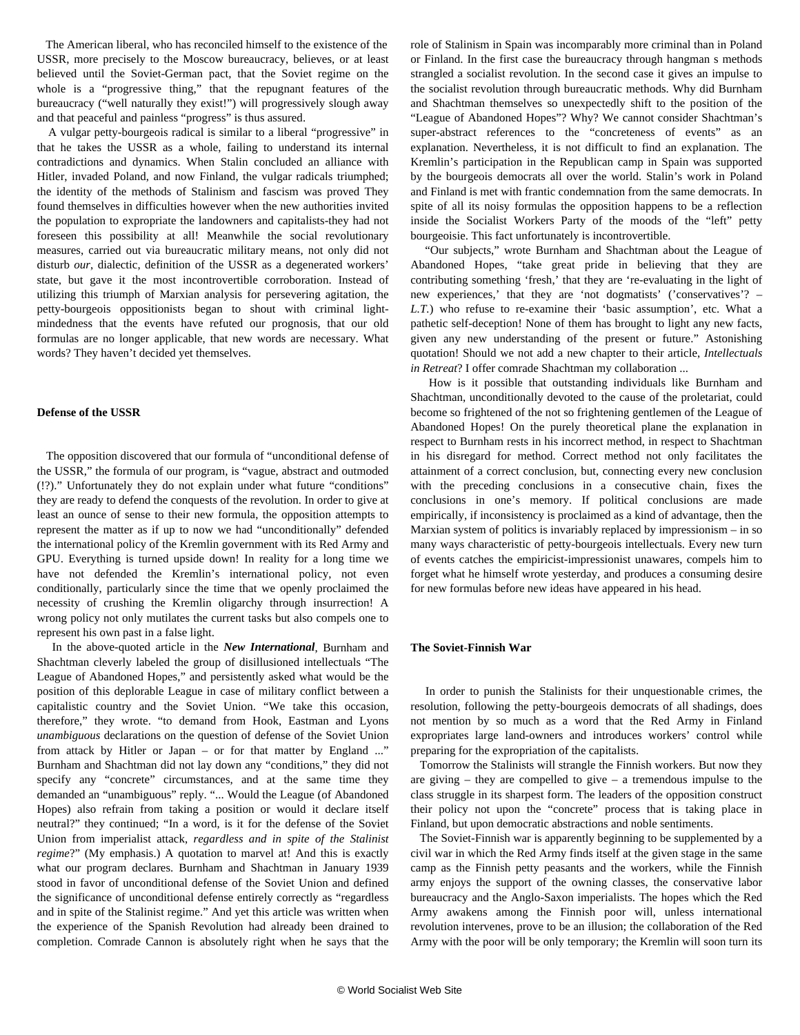The American liberal, who has reconciled himself to the existence of the USSR, more precisely to the Moscow bureaucracy, believes, or at least believed until the Soviet-German pact, that the Soviet regime on the whole is a "progressive thing," that the repugnant features of the bureaucracy ("well naturally they exist!") will progressively slough away and that peaceful and painless "progress" is thus assured.

A vulgar petty-bourgeois radical is similar to a liberal "progressive" in that he takes the USSR as a whole, failing to understand its internal contradictions and dynamics. When Stalin concluded an alliance with Hitler, invaded Poland, and now Finland, the vulgar radicals triumphed; the identity of the methods of Stalinism and fascism was proved They found themselves in difficulties however when the new authorities invited the population to expropriate the landowners and capitalists-they had not foreseen this possibility at all! Meanwhile the social revolutionary measures, carried out via bureaucratic military means, not only did not disturb *our*, dialectic, definition of the USSR as a degenerated workers' state, but gave it the most incontrovertible corroboration. Instead of utilizing this triumph of Marxian analysis for persevering agitation, the petty-bourgeois oppositionists began to shout with criminal light-mindedness that the events have refuted our prognosis, that our old formulas are no longer applicable, that new words are necessary. What words? They haven't decided yet themselves.

### Defense of the USSR

The opposition discovered that our formula of "unconditional defense of the USSR," the formula of our program, is "vague, abstract and outmoded (!?)." Unfortunately they do not explain under what future "conditions" they are ready to defend the conquests of the revolution. In order to give at least an ounce of sense to their new formula, the opposition attempts to represent the matter as if up to now we had "unconditionally" defended the international policy of the Kremlin government with its Red Army and GPU. Everything is turned upside down! In reality for a long time we have not defended the Kremlin's international policy, not even conditionally, particularly since the time that we openly proclaimed the necessity of crushing the Kremlin oligarchy through insurrection! A wrong policy not only mutilates the current tasks but also compels one to represent his own past in a false light.

In the above-quoted article in the ***New International***, Burnham and Shachtman cleverly labeled the group of disillusioned intellectuals "The League of Abandoned Hopes," and persistently asked what would be the position of this deplorable League in case of military conflict between a capitalistic country and the Soviet Union. "We take this occasion, therefore," they wrote. "to demand from Hook, Eastman and Lyons *unambiguous* declarations on the question of defense of the Soviet Union from attack by Hitler or Japan – or for that matter by England ..." Burnham and Shachtman did not lay down any "conditions," they did not specify any "concrete" circumstances, and at the same time they demanded an "unambiguous" reply. "... Would the League (of Abandoned Hopes) also refrain from taking a position or would it declare itself neutral?" they continued; "In a word, is it for the defense of the Soviet Union from imperialist attack, *regardless and in spite of the Stalinist regime*?" (My emphasis.) A quotation to marvel at! And this is exactly what our program declares. Burnham and Shachtman in January 1939 stood in favor of unconditional defense of the Soviet Union and defined the significance of unconditional defense entirely correctly as "regardless and in spite of the Stalinist regime." And yet this article was written when the experience of the Spanish Revolution had already been drained to completion. Comrade Cannon is absolutely right when he says that the role of Stalinism in Spain was incomparably more criminal than in Poland or Finland. In the first case the bureaucracy through hangman s methods strangled a socialist revolution. In the second case it gives an impulse to the socialist revolution through bureaucratic methods. Why did Burnham and Shachtman themselves so unexpectedly shift to the position of the "League of Abandoned Hopes"? Why? We cannot consider Shachtman's super-abstract references to the "concreteness of events" as an explanation. Nevertheless, it is not difficult to find an explanation. The Kremlin's participation in the Republican camp in Spain was supported by the bourgeois democrats all over the world. Stalin's work in Poland and Finland is met with frantic condemnation from the same democrats. In spite of all its noisy formulas the opposition happens to be a reflection inside the Socialist Workers Party of the moods of the "left" petty bourgeoisie. This fact unfortunately is incontrovertible.

"Our subjects," wrote Burnham and Shachtman about the League of Abandoned Hopes, "take great pride in believing that they are contributing something 'fresh,' that they are 're-evaluating in the light of new experiences,' that they are 'not dogmatists' ('conservatives'? – *L.T.*) who refuse to re-examine their 'basic assumption', etc. What a pathetic self-deception! None of them has brought to light any new facts, given any new understanding of the present or future." Astonishing quotation! Should we not add a new chapter to their article, *Intellectuals in Retreat*? I offer comrade Shachtman my collaboration ...

How is it possible that outstanding individuals like Burnham and Shachtman, unconditionally devoted to the cause of the proletariat, could become so frightened of the not so frightening gentlemen of the League of Abandoned Hopes! On the purely theoretical plane the explanation in respect to Burnham rests in his incorrect method, in respect to Shachtman in his disregard for method. Correct method not only facilitates the attainment of a correct conclusion, but, connecting every new conclusion with the preceding conclusions in a consecutive chain, fixes the conclusions in one's memory. If political conclusions are made empirically, if inconsistency is proclaimed as a kind of advantage, then the Marxian system of politics is invariably replaced by impressionism – in so many ways characteristic of petty-bourgeois intellectuals. Every new turn of events catches the empiricist-impressionist unawares, compels him to forget what he himself wrote yesterday, and produces a consuming desire for new formulas before new ideas have appeared in his head.

### The Soviet-Finnish War

In order to punish the Stalinists for their unquestionable crimes, the resolution, following the petty-bourgeois democrats of all shadings, does not mention by so much as a word that the Red Army in Finland expropriates large land-owners and introduces workers' control while preparing for the expropriation of the capitalists.

Tomorrow the Stalinists will strangle the Finnish workers. But now they are giving – they are compelled to give – a tremendous impulse to the class struggle in its sharpest form. The leaders of the opposition construct their policy not upon the "concrete" process that is taking place in Finland, but upon democratic abstractions and noble sentiments.

The Soviet-Finnish war is apparently beginning to be supplemented by a civil war in which the Red Army finds itself at the given stage in the same camp as the Finnish petty peasants and the workers, while the Finnish army enjoys the support of the owning classes, the conservative labor bureaucracy and the Anglo-Saxon imperialists. The hopes which the Red Army awakens among the Finnish poor will, unless international revolution intervenes, prove to be an illusion; the collaboration of the Red Army with the poor will be only temporary; the Kremlin will soon turn its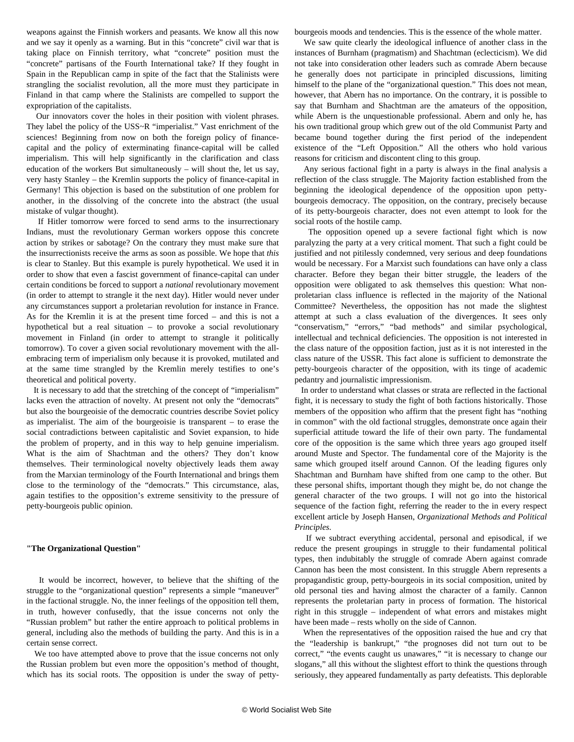weapons against the Finnish workers and peasants. We know all this now and we say it openly as a warning. But in this "concrete" civil war that is taking place on Finnish territory, what "concrete" position must the "concrete" partisans of the Fourth International take? If they fought in Spain in the Republican camp in spite of the fact that the Stalinists were strangling the socialist revolution, all the more must they participate in Finland in that camp where the Stalinists are compelled to support the expropriation of the capitalists.

Our innovators cover the holes in their position with violent phrases. They label the policy of the USS~R "imperialist." Vast enrichment of the sciences! Beginning from now on both the foreign policy of finance-capital and the policy of exterminating finance-capital will be called imperialism. This will help significantly in the clarification and class education of the workers But simultaneously – will shout the, let us say, very hasty Stanley – the Kremlin supports the policy of finance-capital in Germany! This objection is based on the substitution of one problem for another, in the dissolving of the concrete into the abstract (the usual mistake of vulgar thought).

If Hitler tomorrow were forced to send arms to the insurrectionary Indians, must the revolutionary German workers oppose this concrete action by strikes or sabotage? On the contrary they must make sure that the insurrectionists receive the arms as soon as possible. We hope that *this* is clear to Stanley. But this example is purely hypothetical. We used it in order to show that even a fascist government of finance-capital can under certain conditions be forced to support a *national* revolutionary movement (in order to attempt to strangle it the next day). Hitler would never under any circumstances support a proletarian revolution for instance in France. As for the Kremlin it is at the present time forced – and this is not a hypothetical but a real situation – to provoke a social revolutionary movement in Finland (in order to attempt to strangle it politically tomorrow). To cover a given social revolutionary movement with the all-embracing term of imperialism only because it is provoked, mutilated and at the same time strangled by the Kremlin merely testifies to one's theoretical and political poverty.

It is necessary to add that the stretching of the concept of "imperialism" lacks even the attraction of novelty. At present not only the "democrats" but also the bourgeoisie of the democratic countries describe Soviet policy as imperialist. The aim of the bourgeoisie is transparent – to erase the social contradictions between capitalistic and Soviet expansion, to hide the problem of property, and in this way to help genuine imperialism. What is the aim of Shachtman and the others? They don't know themselves. Their terminological novelty objectively leads them away from the Marxian terminology of the Fourth International and brings them close to the terminology of the "democrats." This circumstance, alas, again testifies to the opposition's extreme sensitivity to the pressure of petty-bourgeois public opinion.

### "The Organizational Question"

It would be incorrect, however, to believe that the shifting of the struggle to the "organizational question" represents a simple "maneuver" in the factional struggle. No, the inner feelings of the opposition tell them, in truth, however confusedly, that the issue concerns not only the "Russian problem" but rather the entire approach to political problems in general, including also the methods of building the party. And this is in a certain sense correct.

We too have attempted above to prove that the issue concerns not only the Russian problem but even more the opposition's method of thought, which has its social roots. The opposition is under the sway of petty-bourgeois moods and tendencies. This is the essence of the whole matter.

We saw quite clearly the ideological influence of another class in the instances of Burnham (pragmatism) and Shachtman (eclecticism). We did not take into consideration other leaders such as comrade Abern because he generally does not participate in principled discussions, limiting himself to the plane of the "organizational question." This does not mean, however, that Abern has no importance. On the contrary, it is possible to say that Burnham and Shachtman are the amateurs of the opposition, while Abern is the unquestionable professional. Abern and only he, has his own traditional group which grew out of the old Communist Party and became bound together during the first period of the independent existence of the "Left Opposition." All the others who hold various reasons for criticism and discontent cling to this group.

Any serious factional fight in a party is always in the final analysis a reflection of the class struggle. The Majority faction established from the beginning the ideological dependence of the opposition upon petty-bourgeois democracy. The opposition, on the contrary, precisely because of its petty-bourgeois character, does not even attempt to look for the social roots of the hostile camp.

The opposition opened up a severe factional fight which is now paralyzing the party at a very critical moment. That such a fight could be justified and not pitilessly condemned, very serious and deep foundations would be necessary. For a Marxist such foundations can have only a class character. Before they began their bitter struggle, the leaders of the opposition were obligated to ask themselves this question: What non-proletarian class influence is reflected in the majority of the National Committee? Nevertheless, the opposition has not made the slightest attempt at such a class evaluation of the divergences. It sees only "conservatism," "errors," "bad methods" and similar psychological, intellectual and technical deficiencies. The opposition is not interested in the class nature of the opposition faction, just as it is not interested in the class nature of the USSR. This fact alone is sufficient to demonstrate the petty-bourgeois character of the opposition, with its tinge of academic pedantry and journalistic impressionism.

In order to understand what classes or strata are reflected in the factional fight, it is necessary to study the fight of both factions historically. Those members of the opposition who affirm that the present fight has "nothing in common" with the old factional struggles, demonstrate once again their superficial attitude toward the life of their own party. The fundamental core of the opposition is the same which three years ago grouped itself around Muste and Spector. The fundamental core of the Majority is the same which grouped itself around Cannon. Of the leading figures only Shachtman and Burnham have shifted from one camp to the other. But these personal shifts, important though they might be, do not change the general character of the two groups. I will not go into the historical sequence of the faction fight, referring the reader to the in every respect excellent article by Joseph Hansen, *Organizational Methods and Political Principles*.

If we subtract everything accidental, personal and episodical, if we reduce the present groupings in struggle to their fundamental political types, then indubitably the struggle of comrade Abern against comrade Cannon has been the most consistent. In this struggle Abern represents a propagandistic group, petty-bourgeois in its social composition, united by old personal ties and having almost the character of a family. Cannon represents the proletarian party in process of formation. The historical right in this struggle – independent of what errors and mistakes might have been made – rests wholly on the side of Cannon.

When the representatives of the opposition raised the hue and cry that the "leadership is bankrupt," "the prognoses did not turn out to be correct," "the events caught us unawares," "it is necessary to change our slogans," all this without the slightest effort to think the questions through seriously, they appeared fundamentally as party defeatists. This deplorable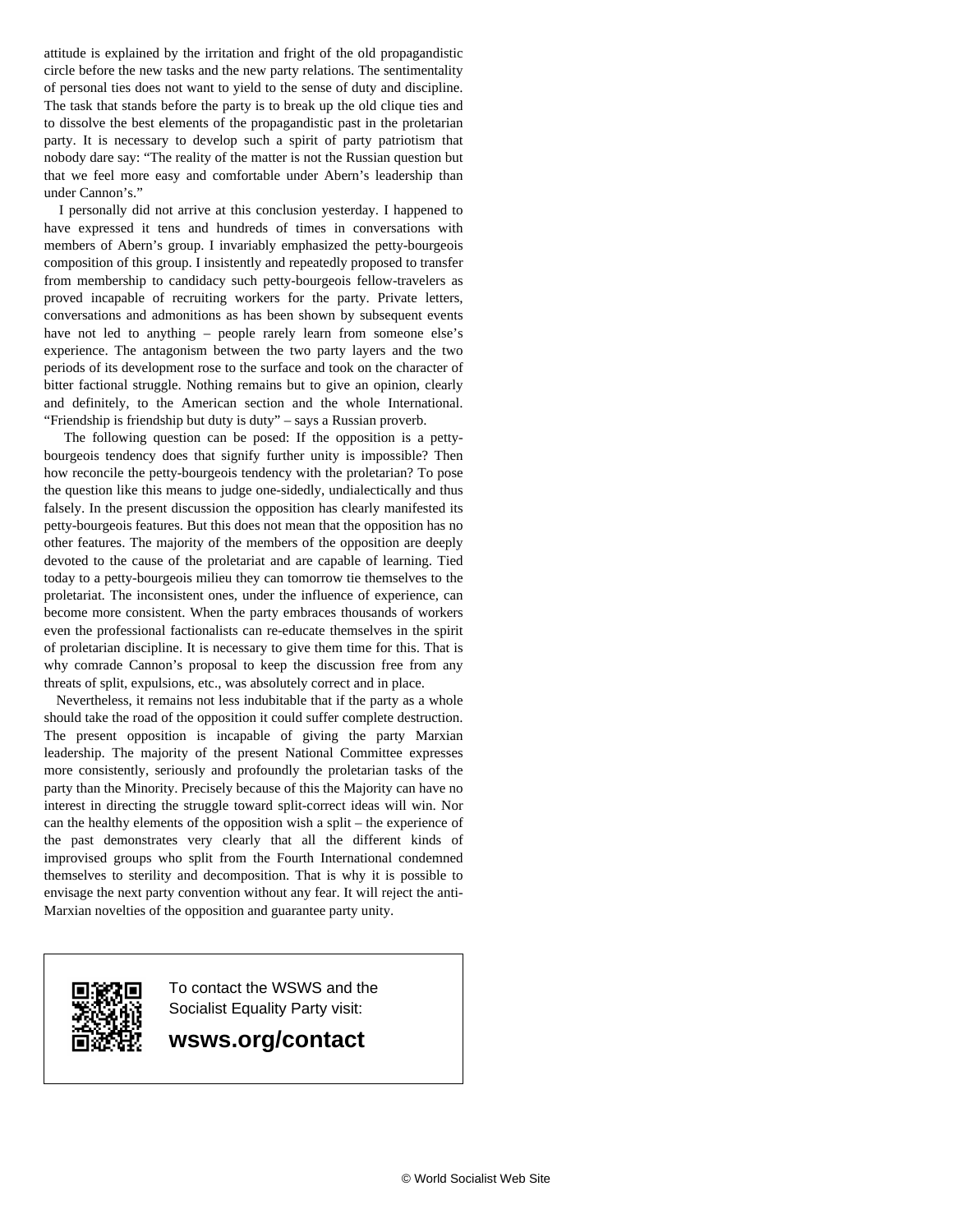attitude is explained by the irritation and fright of the old propagandistic circle before the new tasks and the new party relations. The sentimentality of personal ties does not want to yield to the sense of duty and discipline. The task that stands before the party is to break up the old clique ties and to dissolve the best elements of the propagandistic past in the proletarian party. It is necessary to develop such a spirit of party patriotism that nobody dare say: "The reality of the matter is not the Russian question but that we feel more easy and comfortable under Abern's leadership than under Cannon's."

I personally did not arrive at this conclusion yesterday. I happened to have expressed it tens and hundreds of times in conversations with members of Abern's group. I invariably emphasized the petty-bourgeois composition of this group. I insistently and repeatedly proposed to transfer from membership to candidacy such petty-bourgeois fellow-travelers as proved incapable of recruiting workers for the party. Private letters, conversations and admonitions as has been shown by subsequent events have not led to anything – people rarely learn from someone else's experience. The antagonism between the two party layers and the two periods of its development rose to the surface and took on the character of bitter factional struggle. Nothing remains but to give an opinion, clearly and definitely, to the American section and the whole International. "Friendship is friendship but duty is duty" – says a Russian proverb.

The following question can be posed: If the opposition is a petty-bourgeois tendency does that signify further unity is impossible? Then how reconcile the petty-bourgeois tendency with the proletarian? To pose the question like this means to judge one-sidedly, undialectically and thus falsely. In the present discussion the opposition has clearly manifested its petty-bourgeois features. But this does not mean that the opposition has no other features. The majority of the members of the opposition are deeply devoted to the cause of the proletariat and are capable of learning. Tied today to a petty-bourgeois milieu they can tomorrow tie themselves to the proletariat. The inconsistent ones, under the influence of experience, can become more consistent. When the party embraces thousands of workers even the professional factionalists can re-educate themselves in the spirit of proletarian discipline. It is necessary to give them time for this. That is why comrade Cannon's proposal to keep the discussion free from any threats of split, expulsions, etc., was absolutely correct and in place.

Nevertheless, it remains not less indubitable that if the party as a whole should take the road of the opposition it could suffer complete destruction. The present opposition is incapable of giving the party Marxian leadership. The majority of the present National Committee expresses more consistently, seriously and profoundly the proletarian tasks of the party than the Minority. Precisely because of this the Majority can have no interest in directing the struggle toward split-correct ideas will win. Nor can the healthy elements of the opposition wish a split – the experience of the past demonstrates very clearly that all the different kinds of improvised groups who split from the Fourth International condemned themselves to sterility and decomposition. That is why it is possible to envisage the next party convention without any fear. It will reject the anti-Marxian novelties of the opposition and guarantee party unity.

To contact the WSWS and the Socialist Equality Party visit:

**wsws.org/contact**